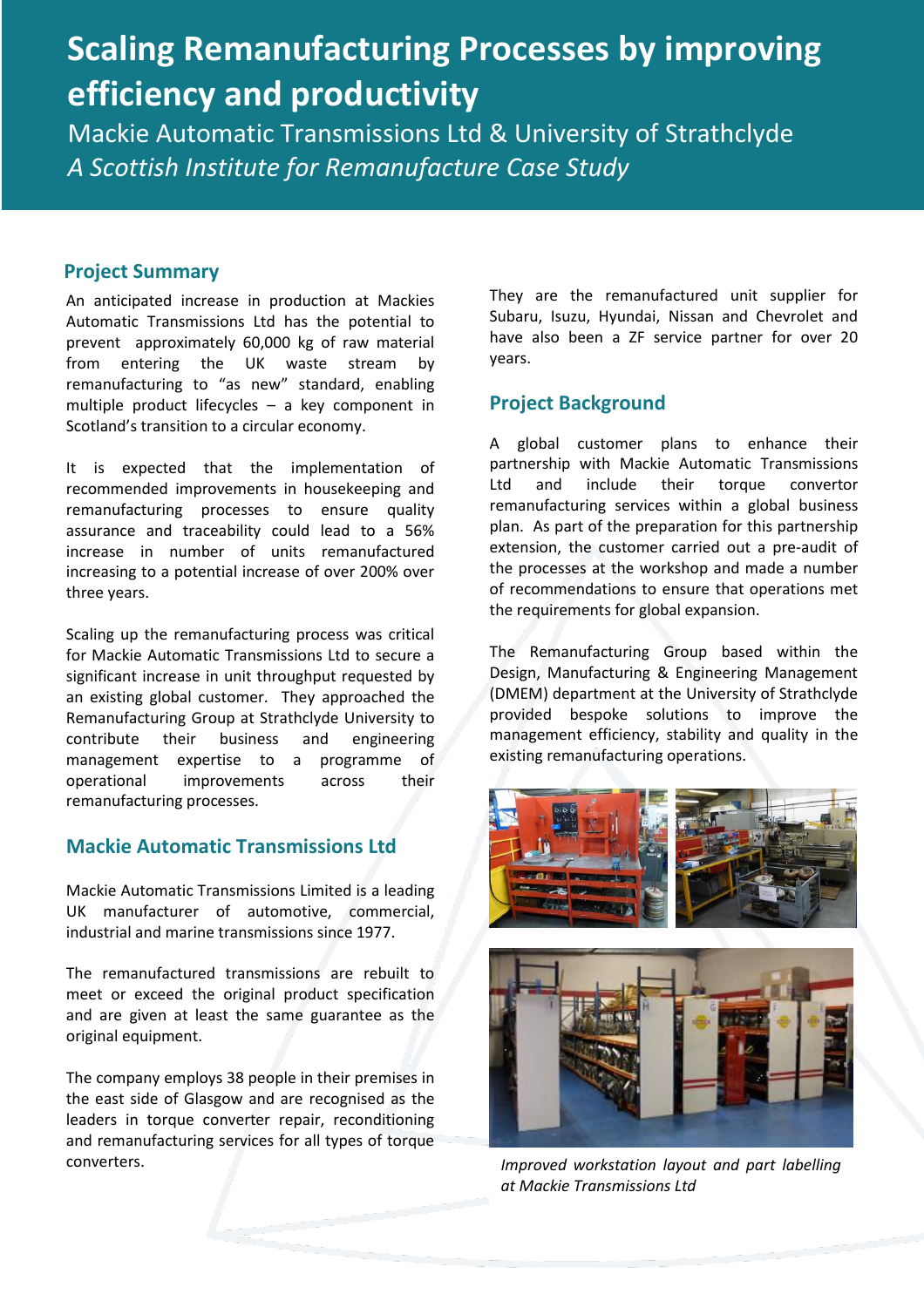# Scaling Remanufacturing Processes by improving efficiency and productivity

Mackie Automatic Transmissions Ltd & University of Strathclyde

*A Scottish Institute for Remanufacture Case Study*

## Project Summary

An anticipated increase in production at Mackies Automatic Transmissions Ltd has the potential to prevent approximately 60,000 kg of raw material from entering the UK waste stream by remanufacturing to "as new" standard, enabling multiple product lifecycles – a key component in Scotland's transition to a circular economy.

It is expected that the implementation of recommended improvements in housekeeping and remanufacturing processes to ensure quality assurance and traceability could lead to a 56% increase in number of units remanufactured increasing to a potential increase of over 200% over three years.

Scaling up the remanufacturing process was critical for Mackie Automatic Transmissions Ltd to secure a significant increase in unit throughput requested by an existing global customer. They approached the Remanufacturing Group at Strathclyde University to contribute their business and engineering management expertise to a programme of operational improvements across their remanufacturing processes.

## Mackie Automatic Transmissions Ltd

Mackie Automatic Transmissions Limited is a leading UK manufacturer of automotive, commercial, industrial and marine transmissions since 1977.

The remanufactured transmissions are rebuilt to meet or exceed the original product specification and are given at least the same guarantee as the original equipment.

The company employs 38 people in their premises in the east side of Glasgow and are recognised as the leaders in torque converter repair, reconditioning and remanufacturing services for all types of torque converters.

They are the remanufactured unit supplier for Subaru, Isuzu, Hyundai, Nissan and Chevrolet and have also been a ZF service partner for over 20 years.

## Project Background

A global customer plans to enhance their partnership with Mackie Automatic Transmissions Ltd and include their torque convertor remanufacturing services within a global business plan. As part of the preparation for this partnership extension, the customer carried out a pre-audit of the processes at the workshop and made a number of recommendations to ensure that operations met the requirements for global expansion.

The Remanufacturing Group based within the Design, Manufacturing & Engineering Management (DMEM) department at the University of Strathclyde provided bespoke solutions to improve the management efficiency, stability and quality in the existing remanufacturing operations.

*Improved workstation layout and part labelling at Mackie Transmissions Ltd*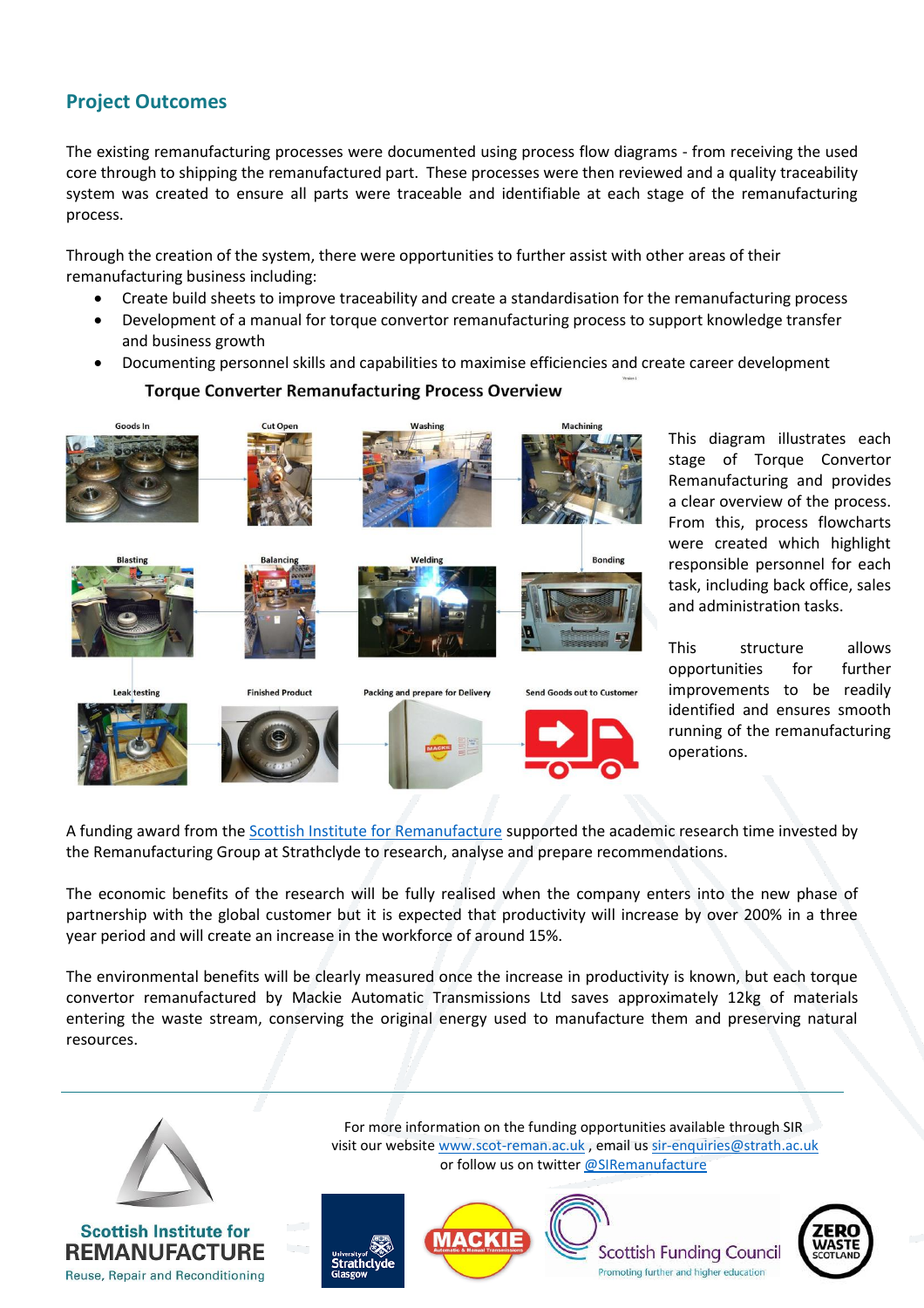## Project Outcomes

The existing remanufacturing processes were documented using process flow diagrams - from receiving the used core through to shipping the remanufactured part. These processes were then reviewed and a quality traceability system was created to ensure all parts were traceable and identifiable at each stage of the remanufacturing process.

Through the creation of the system, there were opportunities to further assist with other areas of their remanufacturing business including:

- Create build sheets to improve traceability and create a standardisation for the remanufacturing process
- Development of a manual for torque convertor remanufacturing process to support knowledge transfer and business growth
- Documenting personnel skills and capabilities to maximise efficiencies and create career development

**Torque Converter Remanufacturing Process Overview**

Goods In
Cut Open
Washing
Machining
Bonding
Welding
Balancing
Blasting
Leak testing
Finished Product
Packing and prepare for Delivery
Send Goods out to Customer

This diagram illustrates each stage of Torque Convertor Remanufacturing and provides a clear overview of the process. From this, process flowcharts were created which highlight responsible personnel for each task, including back office, sales and administration tasks.

This structure allows opportunities for further improvements to be readily identified and ensures smooth running of the remanufacturing operations.

A funding award from the Scottish Institute for Remanufacture supported the academic research time invested by the Remanufacturing Group at Strathclyde to research, analyse and prepare recommendations.

The economic benefits of the research will be fully realised when the company enters into the new phase of partnership with the global customer but it is expected that productivity will increase by over 200% in a three year period and will create an increase in the workforce of around 15%.

The environmental benefits will be clearly measured once the increase in productivity is known, but each torque convertor remanufactured by Mackie Automatic Transmissions Ltd saves approximately 12kg of materials entering the waste stream, conserving the original energy used to manufacture them and preserving natural resources.

For more information on the funding opportunities available through SIR visit our website www.scot-reman.ac.uk , email us sir-enquiries@strath.ac.uk or follow us on twitter @SIRemanufacture

Scottish Institute for REMANUFACTURE
Reuse, Repair and Reconditioning

University of Strathclyde Glasgow

MACKIE Automatic & Manual Transmissions

Scottish Funding Council
Promoting further and higher education

ZERO WASTE SCOTLAND